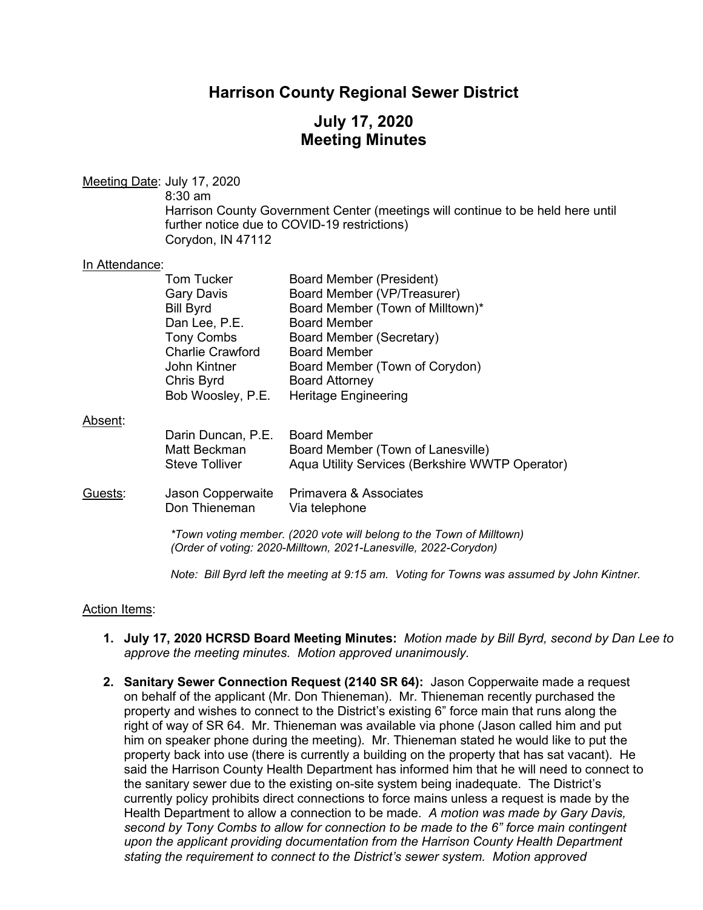# Harrison County Regional Sewer District

## July 17, 2020
## Meeting Minutes

Meeting Date: July 17, 2020
8:30 am
Harrison County Government Center (meetings will continue to be held here until further notice due to COVID-19 restrictions)
Corydon, IN 47112

In Attendance:

| | |
|---|---|
| Tom Tucker | Board Member (President) |
| Gary Davis | Board Member (VP/Treasurer) |
| Bill Byrd | Board Member (Town of Milltown)* |
| Dan Lee, P.E. | Board Member |
| Tony Combs | Board Member (Secretary) |
| Charlie Crawford | Board Member |
| John Kintner | Board Member (Town of Corydon) |
| Chris Byrd | Board Attorney |
| Bob Woosley, P.E. | Heritage Engineering |

Absent:

| | |
|---|---|
| Darin Duncan, P.E. | Board Member |
| Matt Beckman | Board Member (Town of Lanesville) |
| Steve Tolliver | Aqua Utility Services (Berkshire WWTP Operator) |

Guests:

| | |
|---|---|
| Jason Copperwaite | Primavera & Associates |
| Don Thieneman | Via telephone |

*\*Town voting member. (2020 vote will belong to the Town of Milltown)*
*(Order of voting: 2020-Milltown, 2021-Lanesville, 2022-Corydon)*

*Note: Bill Byrd left the meeting at 9:15 am. Voting for Towns was assumed by John Kintner.*

Action Items:

1. **July 17, 2020 HCRSD Board Meeting Minutes:** *Motion made by Bill Byrd, second by Dan Lee to approve the meeting minutes. Motion approved unanimously.*

2. **Sanitary Sewer Connection Request (2140 SR 64):** Jason Copperwaite made a request on behalf of the applicant (Mr. Don Thieneman). Mr. Thieneman recently purchased the property and wishes to connect to the District's existing 6" force main that runs along the right of way of SR 64. Mr. Thieneman was available via phone (Jason called him and put him on speaker phone during the meeting). Mr. Thieneman stated he would like to put the property back into use (there is currently a building on the property that has sat vacant). He said the Harrison County Health Department has informed him that he will need to connect to the sanitary sewer due to the existing on-site system being inadequate. The District's currently policy prohibits direct connections to force mains unless a request is made by the Health Department to allow a connection to be made. *A motion was made by Gary Davis, second by Tony Combs to allow for connection to be made to the 6" force main contingent upon the applicant providing documentation from the Harrison County Health Department stating the requirement to connect to the District's sewer system. Motion approved*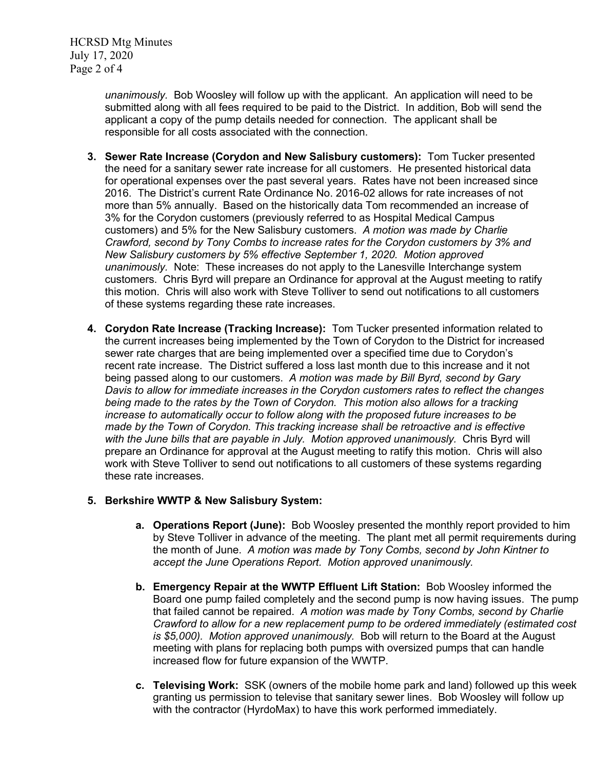*unanimously.* Bob Woosley will follow up with the applicant. An application will need to be submitted along with all fees required to be paid to the District. In addition, Bob will send the applicant a copy of the pump details needed for connection. The applicant shall be responsible for all costs associated with the connection.

3. **Sewer Rate Increase (Corydon and New Salisbury customers):** Tom Tucker presented the need for a sanitary sewer rate increase for all customers. He presented historical data for operational expenses over the past several years. Rates have not been increased since 2016. The District's current Rate Ordinance No. 2016-02 allows for rate increases of not more than 5% annually. Based on the historically data Tom recommended an increase of 3% for the Corydon customers (previously referred to as Hospital Medical Campus customers) and 5% for the New Salisbury customers. *A motion was made by Charlie Crawford, second by Tony Combs to increase rates for the Corydon customers by 3% and New Salisbury customers by 5% effective September 1, 2020. Motion approved unanimously.* Note: These increases do not apply to the Lanesville Interchange system customers. Chris Byrd will prepare an Ordinance for approval at the August meeting to ratify this motion. Chris will also work with Steve Tolliver to send out notifications to all customers of these systems regarding these rate increases.

4. **Corydon Rate Increase (Tracking Increase):** Tom Tucker presented information related to the current increases being implemented by the Town of Corydon to the District for increased sewer rate charges that are being implemented over a specified time due to Corydon's recent rate increase. The District suffered a loss last month due to this increase and it not being passed along to our customers. *A motion was made by Bill Byrd, second by Gary Davis to allow for immediate increases in the Corydon customers rates to reflect the changes being made to the rates by the Town of Corydon. This motion also allows for a tracking increase to automatically occur to follow along with the proposed future increases to be made by the Town of Corydon. This tracking increase shall be retroactive and is effective with the June bills that are payable in July. Motion approved unanimously.* Chris Byrd will prepare an Ordinance for approval at the August meeting to ratify this motion. Chris will also work with Steve Tolliver to send out notifications to all customers of these systems regarding these rate increases.

5. **Berkshire WWTP & New Salisbury System:**

   a. **Operations Report (June):** Bob Woosley presented the monthly report provided to him by Steve Tolliver in advance of the meeting. The plant met all permit requirements during the month of June. *A motion was made by Tony Combs, second by John Kintner to accept the June Operations Report. Motion approved unanimously.*

   b. **Emergency Repair at the WWTP Effluent Lift Station:** Bob Woosley informed the Board one pump failed completely and the second pump is now having issues. The pump that failed cannot be repaired. *A motion was made by Tony Combs, second by Charlie Crawford to allow for a new replacement pump to be ordered immediately (estimated cost is $5,000). Motion approved unanimously.* Bob will return to the Board at the August meeting with plans for replacing both pumps with oversized pumps that can handle increased flow for future expansion of the WWTP.

   c. **Televising Work:** SSK (owners of the mobile home park and land) followed up this week granting us permission to televise that sanitary sewer lines. Bob Woosley will follow up with the contractor (HyrdoMax) to have this work performed immediately.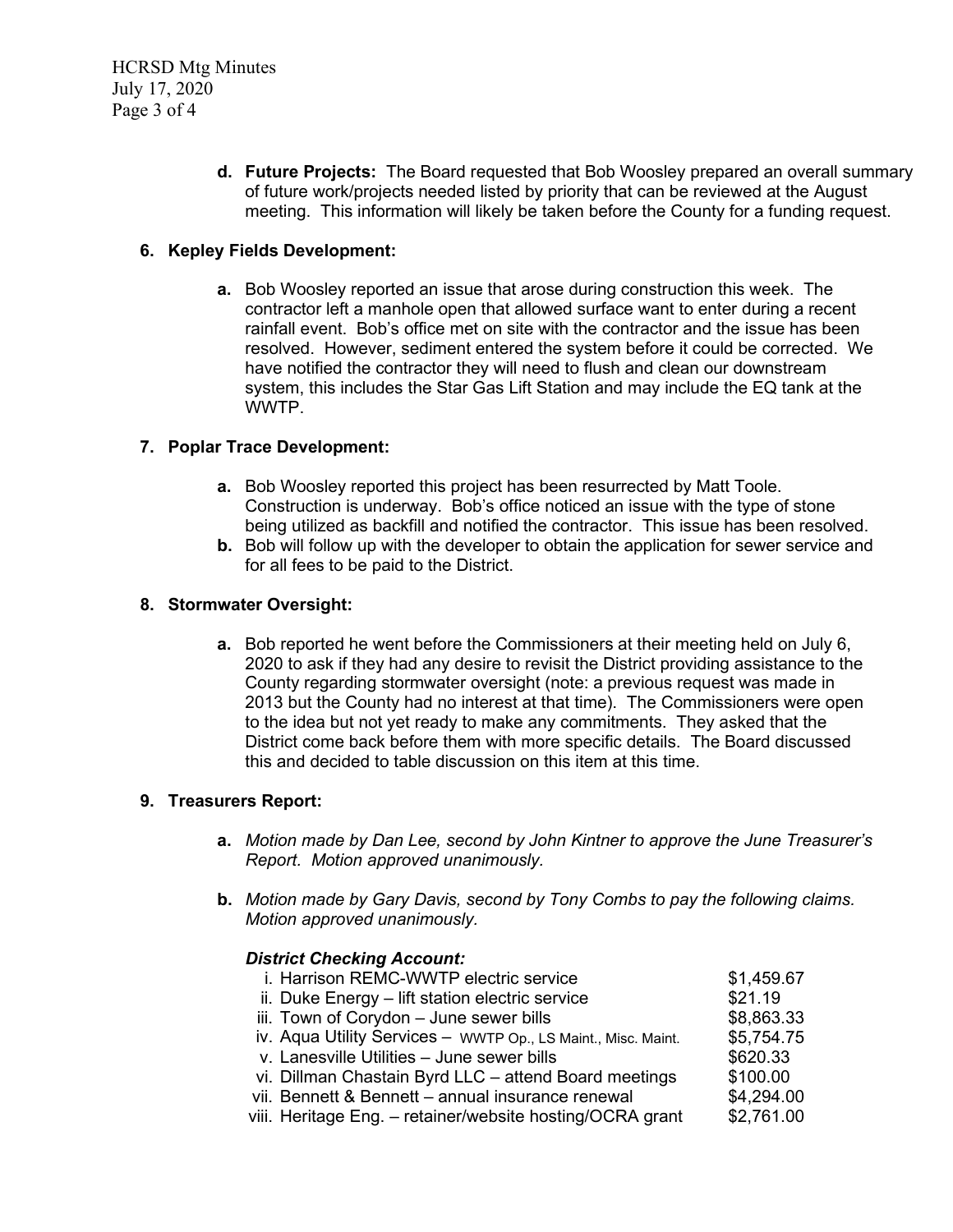**d. Future Projects:** The Board requested that Bob Woosley prepared an overall summary of future work/projects needed listed by priority that can be reviewed at the August meeting. This information will likely be taken before the County for a funding request.

**6. Kepley Fields Development:**

**a.** Bob Woosley reported an issue that arose during construction this week. The contractor left a manhole open that allowed surface want to enter during a recent rainfall event. Bob's office met on site with the contractor and the issue has been resolved. However, sediment entered the system before it could be corrected. We have notified the contractor they will need to flush and clean our downstream system, this includes the Star Gas Lift Station and may include the EQ tank at the WWTP.

**7. Poplar Trace Development:**

**a.** Bob Woosley reported this project has been resurrected by Matt Toole. Construction is underway. Bob's office noticed an issue with the type of stone being utilized as backfill and notified the contractor. This issue has been resolved.

**b.** Bob will follow up with the developer to obtain the application for sewer service and for all fees to be paid to the District.

**8. Stormwater Oversight:**

**a.** Bob reported he went before the Commissioners at their meeting held on July 6, 2020 to ask if they had any desire to revisit the District providing assistance to the County regarding stormwater oversight (note: a previous request was made in 2013 but the County had no interest at that time). The Commissioners were open to the idea but not yet ready to make any commitments. They asked that the District come back before them with more specific details. The Board discussed this and decided to table discussion on this item at this time.

**9. Treasurers Report:**

**a.** *Motion made by Dan Lee, second by John Kintner to approve the June Treasurer's Report. Motion approved unanimously.*

**b.** *Motion made by Gary Davis, second by Tony Combs to pay the following claims. Motion approved unanimously.*

***District Checking Account:***

| | |
|---|---|
| i. Harrison REMC-WWTP electric service | $1,459.67 |
| ii. Duke Energy – lift station electric service | $21.19 |
| iii. Town of Corydon – June sewer bills | $8,863.33 |
| iv. Aqua Utility Services – WWTP Op., LS Maint., Misc. Maint. | $5,754.75 |
| v. Lanesville Utilities – June sewer bills | $620.33 |
| vi. Dillman Chastain Byrd LLC – attend Board meetings | $100.00 |
| vii. Bennett & Bennett – annual insurance renewal | $4,294.00 |
| viii. Heritage Eng. – retainer/website hosting/OCRA grant | $2,761.00 |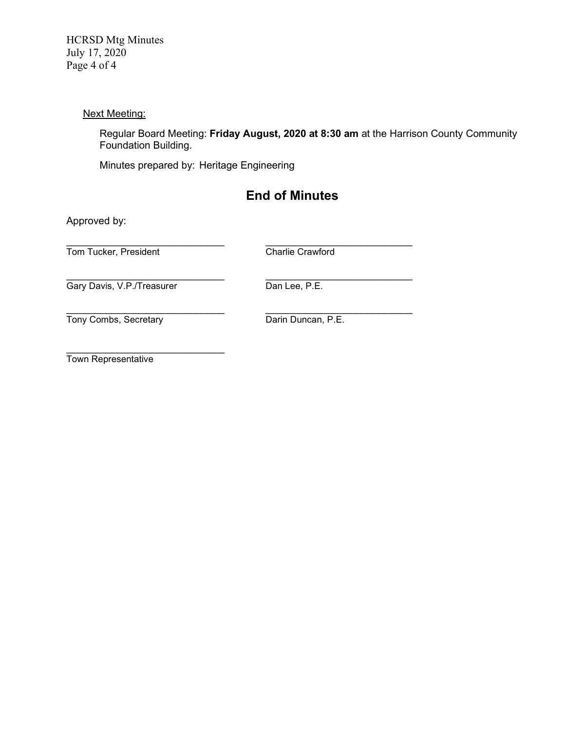Next Meeting:

Regular Board Meeting: **Friday August, 2020 at 8:30 am** at the Harrison County Community Foundation Building.

Minutes prepared by: Heritage Engineering

## End of Minutes

Approved by:

| | |
|---|---|
| ______________________________ Tom Tucker, President | ______________________________ Charlie Crawford |
| ______________________________ Gary Davis, V.P./Treasurer | ______________________________ Dan Lee, P.E. |
| ______________________________ Tony Combs, Secretary | ______________________________ Darin Duncan, P.E. |
| ______________________________ Town Representative | |